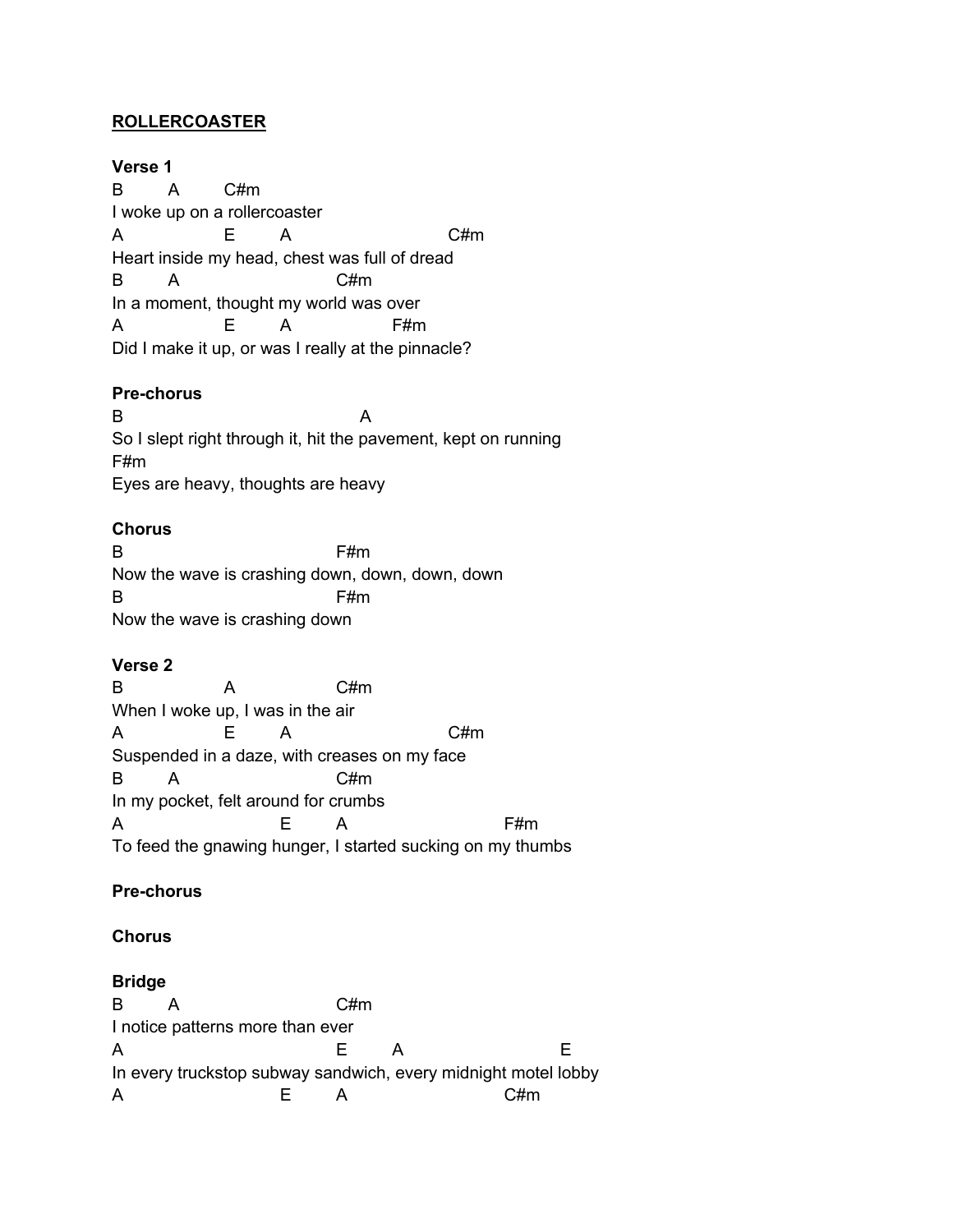**ROLLERCOASTER**

**Verse 1**

```
B        A        C#m
I woke up on a rollercoaster
A                 E        A                          C#m
Heart inside my head, chest was full of dread
B        A                          C#m
In a moment, thought my world was over
A                 E        A                   F#m
Did I make it up, or was I really at the pinnacle?
```

**Pre-chorus**

```
B                                          A
So I slept right through it, hit the pavement, kept on running
F#m
Eyes are heavy, thoughts are heavy
```

**Chorus**

```
B                                F#m
Now the wave is crashing down, down, down, down
B                                F#m
Now the wave is crashing down
```

**Verse 2**

```
B                A                C#m
When I woke up, I was in the air
A                 E        A                          C#m
Suspended in a daze, with creases on my face
B        A                        C#m
In my pocket, felt around for crumbs
A                           E        A                          F#m
To feed the gnawing hunger, I started sucking on my thumbs
```

**Pre-chorus**

**Chorus**

**Bridge**

```
B        A                        C#m
I notice patterns more than ever
A                                 E        A                         E
In every truckstop subway sandwich, every midnight motel lobby
A                           E        A                          C#m
```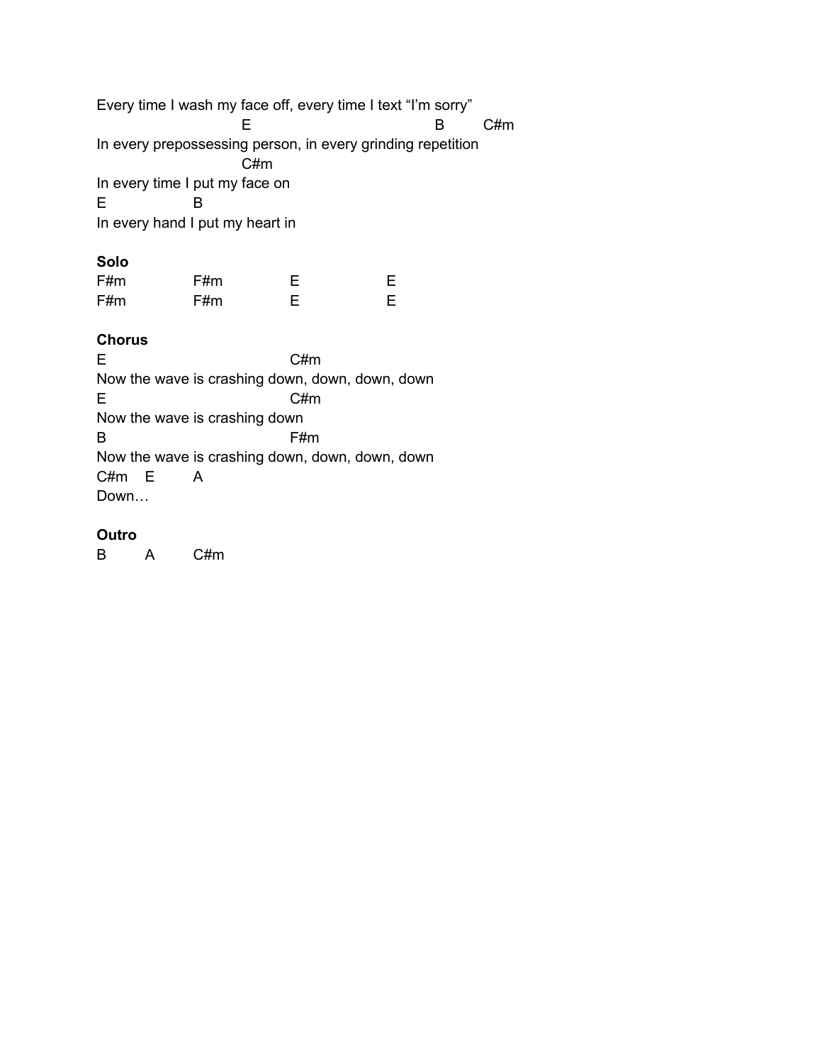```
Every time I wash my face off, every time I text "I'm sorry"
                          E                                  B        C#m
In every prepossessing person, in every grinding repetition
                          C#m
In every time I put my face on
E                 B
In every hand I put my heart in
```

**Solo**

```
F#m          F#m          E            E
F#m          F#m          E            E
```

**Chorus**

```
E                                  C#m
Now the wave is crashing down, down, down, down
E                                  C#m
Now the wave is crashing down
B                                  F#m
Now the wave is crashing down, down, down, down
C#m    E       A
Down…
```

**Outro**

```
B       A       C#m
```